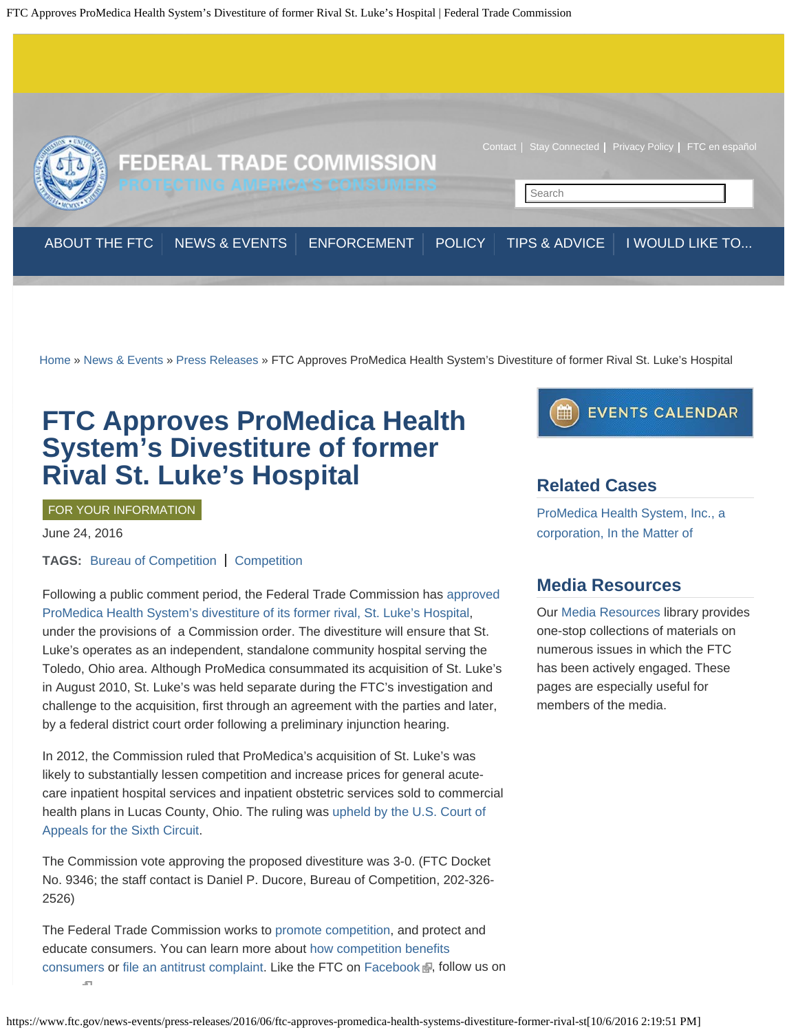Home » News & Events » Press Releases » FTC Approves ProMedica Health System's Divestiture of former Rival St. Luke's Hospital

# FTC Approves ProMedica Health System's Divestiture of former Rival St. Luke's Hospital

FOR YOUR INFORMATION

June 24, 2016

**TAGS:** Bureau of Competition | Competition

Following a public comment period, the Federal Trade Commission has approved ProMedica Health System's divestiture of its former rival, St. Luke's Hospital, under the provisions of a Commission order. The divestiture will ensure that St. Luke's operates as an independent, standalone community hospital serving the Toledo, Ohio area. Although ProMedica consummated its acquisition of St. Luke's in August 2010, St. Luke's was held separate during the FTC's investigation and challenge to the acquisition, first through an agreement with the parties and later, by a federal district court order following a preliminary injunction hearing.

In 2012, the Commission ruled that ProMedica's acquisition of St. Luke's was likely to substantially lessen competition and increase prices for general acute-care inpatient hospital services and inpatient obstetric services sold to commercial health plans in Lucas County, Ohio. The ruling was upheld by the U.S. Court of Appeals for the Sixth Circuit.

The Commission vote approving the proposed divestiture was 3-0. (FTC Docket No. 9346; the staff contact is Daniel P. Ducore, Bureau of Competition, 202-326-2526)

The Federal Trade Commission works to promote competition, and protect and educate consumers. You can learn more about how competition benefits consumers or file an antitrust complaint. Like the FTC on Facebook, follow us on

## Related Cases

ProMedica Health System, Inc., a corporation, In the Matter of

## Media Resources

Our Media Resources library provides one-stop collections of materials on numerous issues in which the FTC has been actively engaged. These pages are especially useful for members of the media.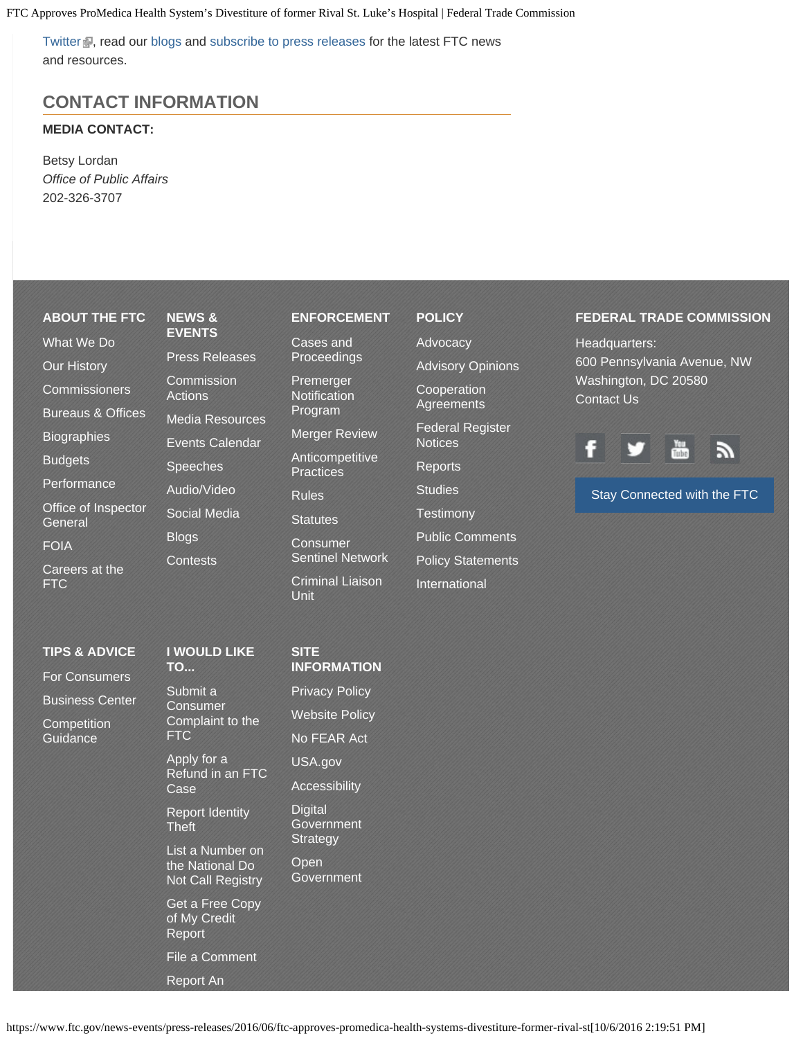Twitter, read our blogs and subscribe to press releases for the latest FTC news and resources.

## CONTACT INFORMATION

**MEDIA CONTACT:**

Betsy Lordan
*Office of Public Affairs*
202-326-3707

### ABOUT THE FTC

- What We Do
- Our History
- Commissioners
- Bureaus & Offices
- Biographies
- Budgets
- Performance
- Office of Inspector General
- FOIA
- Careers at the FTC

### NEWS & EVENTS

- Press Releases
- Commission Actions
- Media Resources
- Events Calendar
- Speeches
- Audio/Video
- Social Media
- Blogs
- Contests

### ENFORCEMENT

- Cases and Proceedings
- Premerger Notification Program
- Merger Review
- Anticompetitive Practices
- Rules
- Statutes
- Consumer Sentinel Network
- Criminal Liaison Unit

### POLICY

- Advocacy
- Advisory Opinions
- Cooperation Agreements
- Federal Register Notices
- Reports
- Studies
- Testimony
- Public Comments
- Policy Statements
- International

### FEDERAL TRADE COMMISSION

Headquarters:
600 Pennsylvania Avenue, NW
Washington, DC 20580
Contact Us

Stay Connected with the FTC

### TIPS & ADVICE

- For Consumers
- Business Center
- Competition Guidance

### I WOULD LIKE TO...

- Submit a Consumer Complaint to the FTC
- Apply for a Refund in an FTC Case
- Report Identity Theft
- List a Number on the National Do Not Call Registry
- Get a Free Copy of My Credit Report
- File a Comment
- Report An

### SITE INFORMATION

- Privacy Policy
- Website Policy
- No FEAR Act
- USA.gov
- Accessibility
- Digital Government Strategy
- Open Government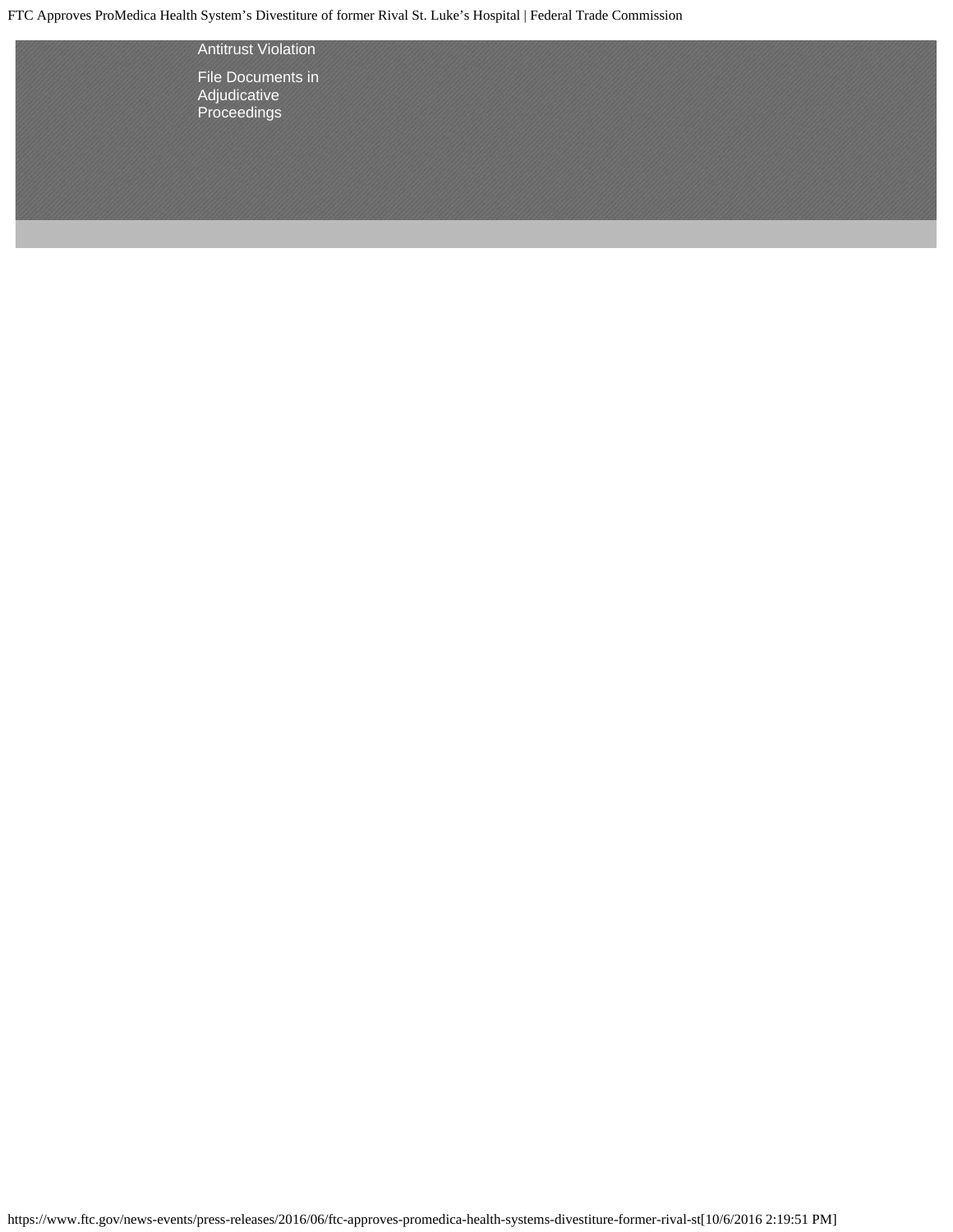Antitrust Violation

File Documents in Adjudicative Proceedings